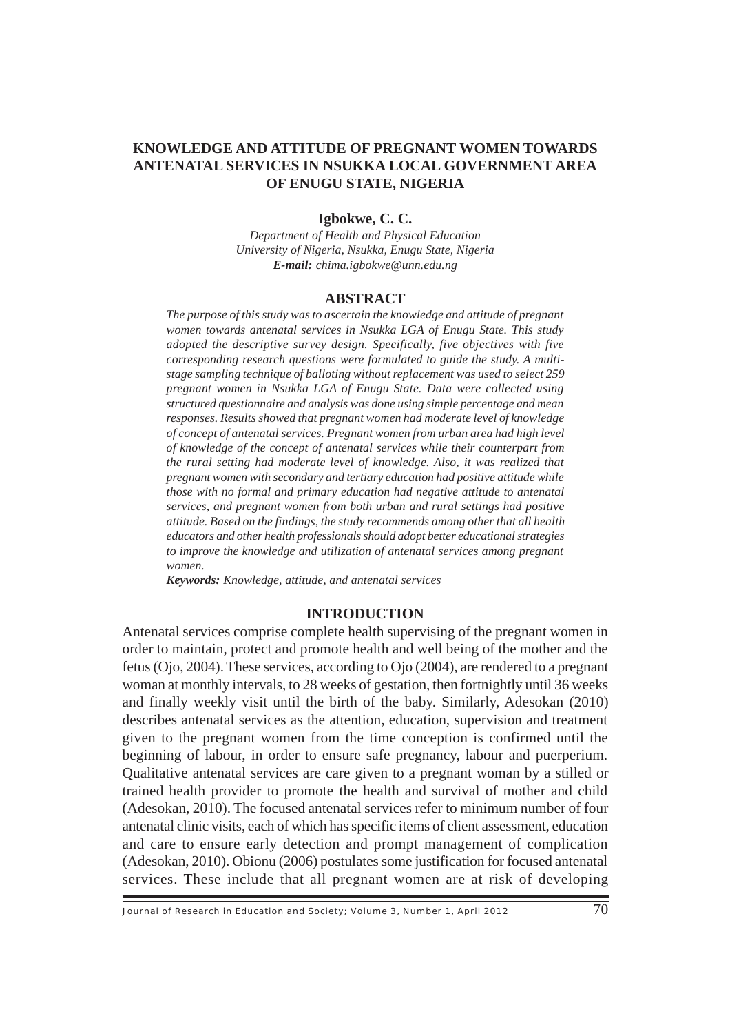# KNOWLEDGE AND ATTITUDE OF PREGNANT WOMEN TOWARDS ANTENATAL SERVICES IN NSUKKA LOCAL GOVERNMENT AREA OF ENUGU STATE, NIGERIA

**Igbokwe, C. C.**

*Department of Health and Physical Education*
*University of Nigeria, Nsukka, Enugu State, Nigeria*
***E-mail:** chima.igbokwe@unn.edu.ng*

## ABSTRACT

*The purpose of this study was to ascertain the knowledge and attitude of pregnant women towards antenatal services in Nsukka LGA of Enugu State. This study adopted the descriptive survey design. Specifically, five objectives with five corresponding research questions were formulated to guide the study. A multi-stage sampling technique of balloting without replacement was used to select 259 pregnant women in Nsukka LGA of Enugu State. Data were collected using structured questionnaire and analysis was done using simple percentage and mean responses. Results showed that pregnant women had moderate level of knowledge of concept of antenatal services. Pregnant women from urban area had high level of knowledge of the concept of antenatal services while their counterpart from the rural setting had moderate level of knowledge. Also, it was realized that pregnant women with secondary and tertiary education had positive attitude while those with no formal and primary education had negative attitude to antenatal services, and pregnant women from both urban and rural settings had positive attitude. Based on the findings, the study recommends among other that all health educators and other health professionals should adopt better educational strategies to improve the knowledge and utilization of antenatal services among pregnant women.*

***Keywords:** Knowledge, attitude, and antenatal services*

## INTRODUCTION

Antenatal services comprise complete health supervising of the pregnant women in order to maintain, protect and promote health and well being of the mother and the fetus (Ojo, 2004). These services, according to Ojo (2004), are rendered to a pregnant woman at monthly intervals, to 28 weeks of gestation, then fortnightly until 36 weeks and finally weekly visit until the birth of the baby. Similarly, Adesokan (2010) describes antenatal services as the attention, education, supervision and treatment given to the pregnant women from the time conception is confirmed until the beginning of labour, in order to ensure safe pregnancy, labour and puerperium. Qualitative antenatal services are care given to a pregnant woman by a stilled or trained health provider to promote the health and survival of mother and child (Adesokan, 2010). The focused antenatal services refer to minimum number of four antenatal clinic visits, each of which has specific items of client assessment, education and care to ensure early detection and prompt management of complication (Adesokan, 2010). Obionu (2006) postulates some justification for focused antenatal services. These include that all pregnant women are at risk of developing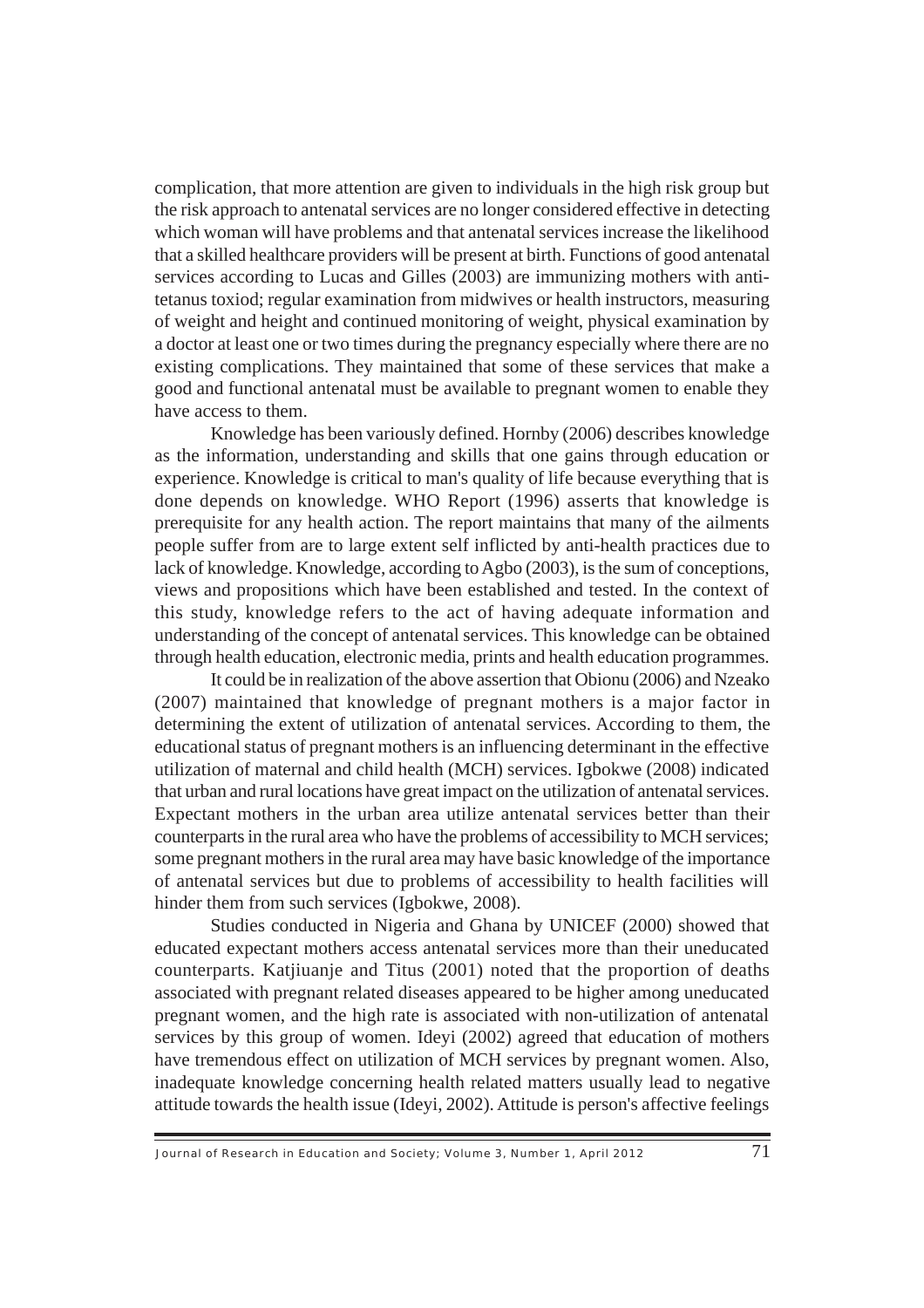complication, that more attention are given to individuals in the high risk group but the risk approach to antenatal services are no longer considered effective in detecting which woman will have problems and that antenatal services increase the likelihood that a skilled healthcare providers will be present at birth. Functions of good antenatal services according to Lucas and Gilles (2003) are immunizing mothers with anti-tetanus toxiod; regular examination from midwives or health instructors, measuring of weight and height and continued monitoring of weight, physical examination by a doctor at least one or two times during the pregnancy especially where there are no existing complications. They maintained that some of these services that make a good and functional antenatal must be available to pregnant women to enable they have access to them.

Knowledge has been variously defined. Hornby (2006) describes knowledge as the information, understanding and skills that one gains through education or experience. Knowledge is critical to man's quality of life because everything that is done depends on knowledge. WHO Report (1996) asserts that knowledge is prerequisite for any health action. The report maintains that many of the ailments people suffer from are to large extent self inflicted by anti-health practices due to lack of knowledge. Knowledge, according to Agbo (2003), is the sum of conceptions, views and propositions which have been established and tested. In the context of this study, knowledge refers to the act of having adequate information and understanding of the concept of antenatal services. This knowledge can be obtained through health education, electronic media, prints and health education programmes.

It could be in realization of the above assertion that Obionu (2006) and Nzeako (2007) maintained that knowledge of pregnant mothers is a major factor in determining the extent of utilization of antenatal services. According to them, the educational status of pregnant mothers is an influencing determinant in the effective utilization of maternal and child health (MCH) services. Igbokwe (2008) indicated that urban and rural locations have great impact on the utilization of antenatal services. Expectant mothers in the urban area utilize antenatal services better than their counterparts in the rural area who have the problems of accessibility to MCH services; some pregnant mothers in the rural area may have basic knowledge of the importance of antenatal services but due to problems of accessibility to health facilities will hinder them from such services (Igbokwe, 2008).

Studies conducted in Nigeria and Ghana by UNICEF (2000) showed that educated expectant mothers access antenatal services more than their uneducated counterparts. Katjiuanje and Titus (2001) noted that the proportion of deaths associated with pregnant related diseases appeared to be higher among uneducated pregnant women, and the high rate is associated with non-utilization of antenatal services by this group of women. Ideyi (2002) agreed that education of mothers have tremendous effect on utilization of MCH services by pregnant women. Also, inadequate knowledge concerning health related matters usually lead to negative attitude towards the health issue (Ideyi, 2002). Attitude is person's affective feelings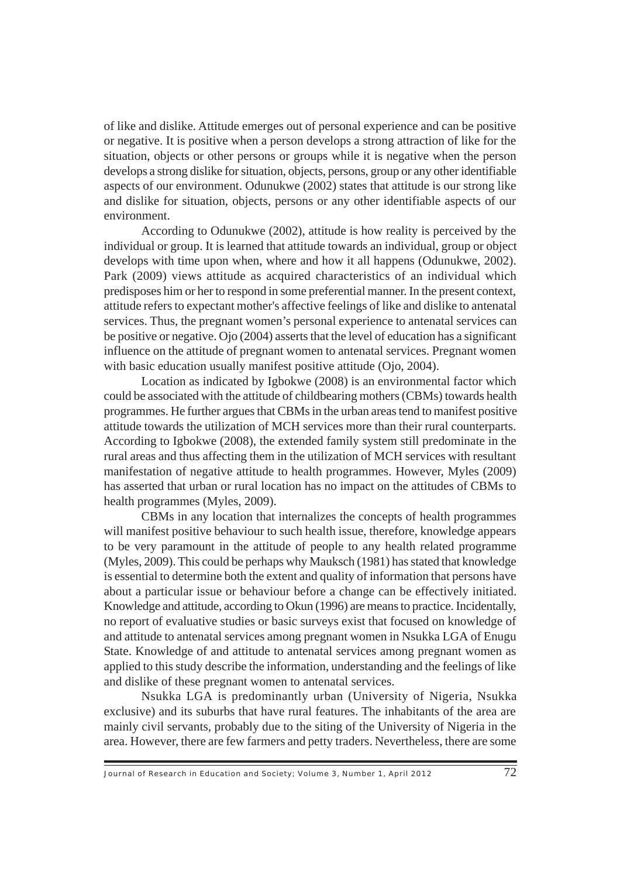of like and dislike. Attitude emerges out of personal experience and can be positive or negative. It is positive when a person develops a strong attraction of like for the situation, objects or other persons or groups while it is negative when the person develops a strong dislike for situation, objects, persons, group or any other identifiable aspects of our environment. Odunukwe (2002) states that attitude is our strong like and dislike for situation, objects, persons or any other identifiable aspects of our environment.

According to Odunukwe (2002), attitude is how reality is perceived by the individual or group. It is learned that attitude towards an individual, group or object develops with time upon when, where and how it all happens (Odunukwe, 2002). Park (2009) views attitude as acquired characteristics of an individual which predisposes him or her to respond in some preferential manner. In the present context, attitude refers to expectant mother's affective feelings of like and dislike to antenatal services. Thus, the pregnant women's personal experience to antenatal services can be positive or negative. Ojo (2004) asserts that the level of education has a significant influence on the attitude of pregnant women to antenatal services. Pregnant women with basic education usually manifest positive attitude (Ojo, 2004).

Location as indicated by Igbokwe (2008) is an environmental factor which could be associated with the attitude of childbearing mothers (CBMs) towards health programmes. He further argues that CBMs in the urban areas tend to manifest positive attitude towards the utilization of MCH services more than their rural counterparts. According to Igbokwe (2008), the extended family system still predominate in the rural areas and thus affecting them in the utilization of MCH services with resultant manifestation of negative attitude to health programmes. However, Myles (2009) has asserted that urban or rural location has no impact on the attitudes of CBMs to health programmes (Myles, 2009).

CBMs in any location that internalizes the concepts of health programmes will manifest positive behaviour to such health issue, therefore, knowledge appears to be very paramount in the attitude of people to any health related programme (Myles, 2009). This could be perhaps why Mauksch (1981) has stated that knowledge is essential to determine both the extent and quality of information that persons have about a particular issue or behaviour before a change can be effectively initiated. Knowledge and attitude, according to Okun (1996) are means to practice. Incidentally, no report of evaluative studies or basic surveys exist that focused on knowledge of and attitude to antenatal services among pregnant women in Nsukka LGA of Enugu State. Knowledge of and attitude to antenatal services among pregnant women as applied to this study describe the information, understanding and the feelings of like and dislike of these pregnant women to antenatal services.

Nsukka LGA is predominantly urban (University of Nigeria, Nsukka exclusive) and its suburbs that have rural features. The inhabitants of the area are mainly civil servants, probably due to the siting of the University of Nigeria in the area. However, there are few farmers and petty traders. Nevertheless, there are some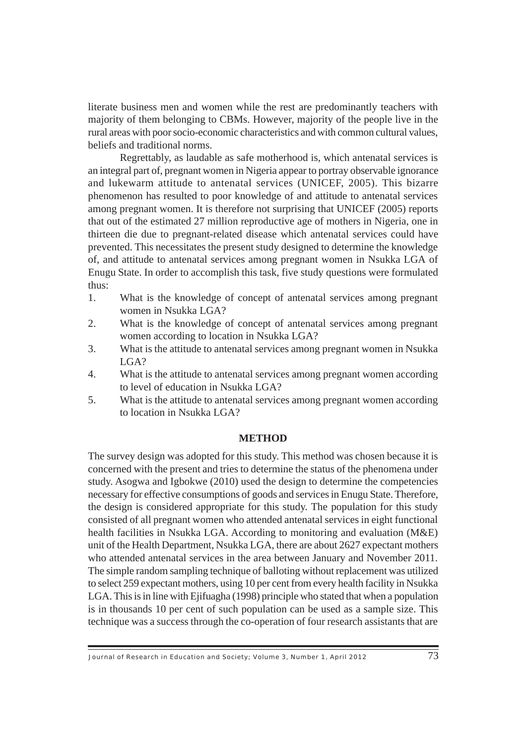literate business men and women while the rest are predominantly teachers with majority of them belonging to CBMs. However, majority of the people live in the rural areas with poor socio-economic characteristics and with common cultural values, beliefs and traditional norms.

Regrettably, as laudable as safe motherhood is, which antenatal services is an integral part of, pregnant women in Nigeria appear to portray observable ignorance and lukewarm attitude to antenatal services (UNICEF, 2005). This bizarre phenomenon has resulted to poor knowledge of and attitude to antenatal services among pregnant women. It is therefore not surprising that UNICEF (2005) reports that out of the estimated 27 million reproductive age of mothers in Nigeria, one in thirteen die due to pregnant-related disease which antenatal services could have prevented. This necessitates the present study designed to determine the knowledge of, and attitude to antenatal services among pregnant women in Nsukka LGA of Enugu State. In order to accomplish this task, five study questions were formulated thus:

1. What is the knowledge of concept of antenatal services among pregnant women in Nsukka LGA?
2. What is the knowledge of concept of antenatal services among pregnant women according to location in Nsukka LGA?
3. What is the attitude to antenatal services among pregnant women in Nsukka LGA?
4. What is the attitude to antenatal services among pregnant women according to level of education in Nsukka LGA?
5. What is the attitude to antenatal services among pregnant women according to location in Nsukka LGA?

## METHOD

The survey design was adopted for this study. This method was chosen because it is concerned with the present and tries to determine the status of the phenomena under study. Asogwa and Igbokwe (2010) used the design to determine the competencies necessary for effective consumptions of goods and services in Enugu State. Therefore, the design is considered appropriate for this study. The population for this study consisted of all pregnant women who attended antenatal services in eight functional health facilities in Nsukka LGA. According to monitoring and evaluation (M&E) unit of the Health Department, Nsukka LGA, there are about 2627 expectant mothers who attended antenatal services in the area between January and November 2011. The simple random sampling technique of balloting without replacement was utilized to select 259 expectant mothers, using 10 per cent from every health facility in Nsukka LGA. This is in line with Ejifuagha (1998) principle who stated that when a population is in thousands 10 per cent of such population can be used as a sample size. This technique was a success through the co-operation of four research assistants that are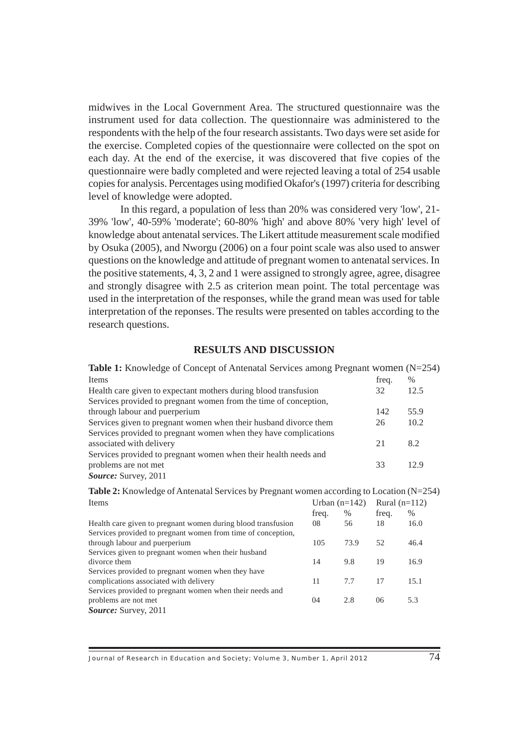midwives in the Local Government Area. The structured questionnaire was the instrument used for data collection. The questionnaire was administered to the respondents with the help of the four research assistants. Two days were set aside for the exercise. Completed copies of the questionnaire were collected on the spot on each day. At the end of the exercise, it was discovered that five copies of the questionnaire were badly completed and were rejected leaving a total of 254 usable copies for analysis. Percentages using modified Okafor's (1997) criteria for describing level of knowledge were adopted.

In this regard, a population of less than 20% was considered very 'low', 21-39% 'low', 40-59% 'moderate'; 60-80% 'high' and above 80% 'very high' level of knowledge about antenatal services. The Likert attitude measurement scale modified by Osuka (2005), and Nworgu (2006) on a four point scale was also used to answer questions on the knowledge and attitude of pregnant women to antenatal services. In the positive statements, 4, 3, 2 and 1 were assigned to strongly agree, agree, disagree and strongly disagree with 2.5 as criterion mean point. The total percentage was used in the interpretation of the responses, while the grand mean was used for table interpretation of the reponses. The results were presented on tables according to the research questions.

## RESULTS AND DISCUSSION

**Table 1:** Knowledge of Concept of Antenatal Services among Pregnant women (N=254)

| Items | freq. | % |
|---|---|---|
| Health care given to expectant mothers during blood transfusion | 32 | 12.5 |
| Services provided to pregnant women from the time of conception, through labour and puerperium | 142 | 55.9 |
| Services given to pregnant women when their husband divorce them | 26 | 10.2 |
| Services provided to pregnant women when they have complications associated with delivery | 21 | 8.2 |
| Services provided to pregnant women when their health needs and problems are not met | 33 | 12.9 |

***Source:*** Survey, 2011

**Table 2:** Knowledge of Antenatal Services by Pregnant women according to Location (N=254)

| Items | Urban (n=142) | | Rural (n=112) | |
|---|---|---|---|---|
| | freq. | % | freq. | % |
| Health care given to pregnant women during blood transfusion | 08 | 56 | 18 | 16.0 |
| Services provided to pregnant women from time of conception, through labour and puerperium | 105 | 73.9 | 52 | 46.4 |
| Services given to pregnant women when their husband divorce them | 14 | 9.8 | 19 | 16.9 |
| Services provided to pregnant women when they have complications associated with delivery | 11 | 7.7 | 17 | 15.1 |
| Services provided to pregnant women when their needs and problems are not met | 04 | 2.8 | 06 | 5.3 |

***Source:*** Survey, 2011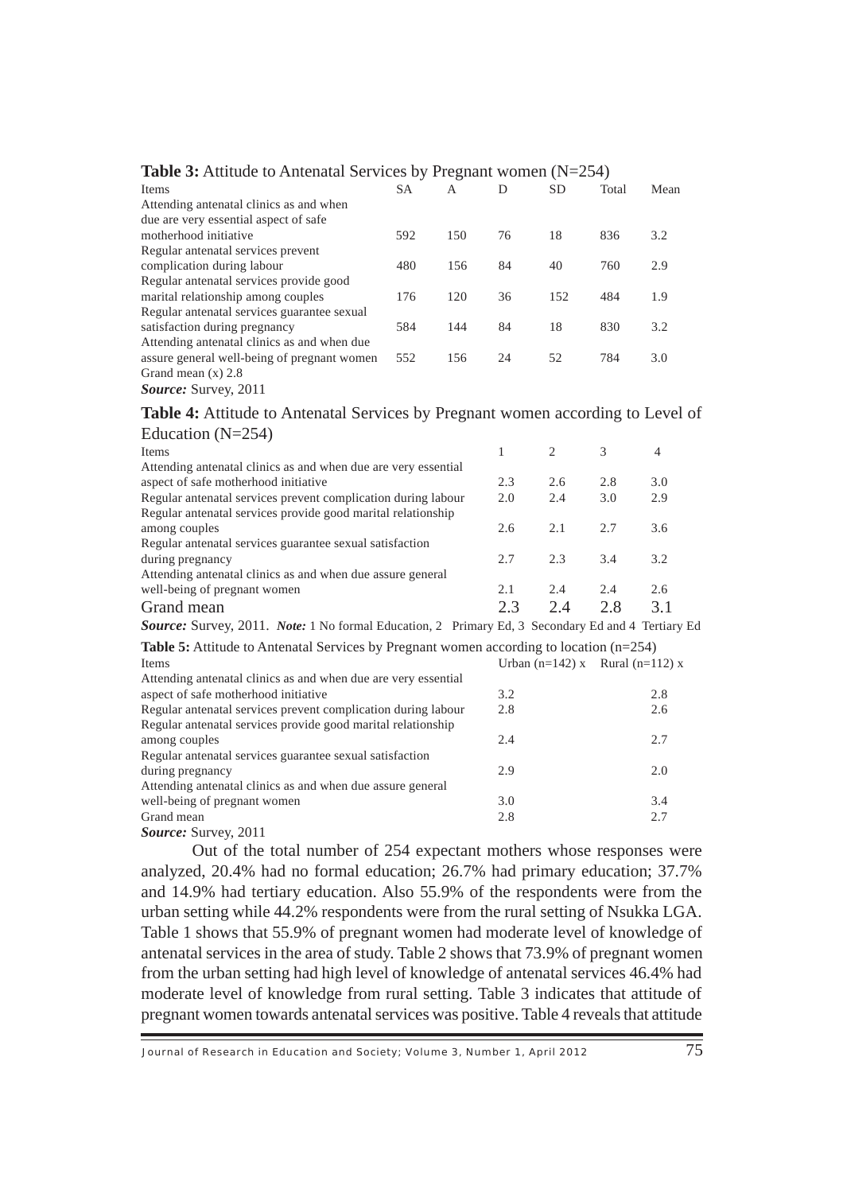**Table 3:** Attitude to Antenatal Services by Pregnant women (N=254)

| Items | SA | A | D | SD | Total | Mean |
|---|---|---|---|---|---|---|
| Attending antenatal clinics as and when due are very essential aspect of safe motherhood initiative | 592 | 150 | 76 | 18 | 836 | 3.2 |
| Regular antenatal services prevent complication during labour | 480 | 156 | 84 | 40 | 760 | 2.9 |
| Regular antenatal services provide good marital relationship among couples | 176 | 120 | 36 | 152 | 484 | 1.9 |
| Regular antenatal services guarantee sexual satisfaction during pregnancy | 584 | 144 | 84 | 18 | 830 | 3.2 |
| Attending antenatal clinics as and when due assure general well-being of pregnant women | 552 | 156 | 24 | 52 | 784 | 3.0 |

Grand mean (x) 2.8

***Source:*** Survey, 2011

**Table 4:** Attitude to Antenatal Services by Pregnant women according to Level of Education (N=254)

| Items | 1 | 2 | 3 | 4 |
|---|---|---|---|---|
| Attending antenatal clinics as and when due are very essential aspect of safe motherhood initiative | 2.3 | 2.6 | 2.8 | 3.0 |
| Regular antenatal services prevent complication during labour | 2.0 | 2.4 | 3.0 | 2.9 |
| Regular antenatal services provide good marital relationship among couples | 2.6 | 2.1 | 2.7 | 3.6 |
| Regular antenatal services guarantee sexual satisfaction during pregnancy | 2.7 | 2.3 | 3.4 | 3.2 |
| Attending antenatal clinics as and when due assure general well-being of pregnant women | 2.1 | 2.4 | 2.4 | 2.6 |
| Grand mean | 2.3 | 2.4 | 2.8 | 3.1 |

***Source:*** Survey, 2011. ***Note:*** 1 No formal Education, 2 Primary Ed, 3 Secondary Ed and 4 Tertiary Ed

**Table 5:** Attitude to Antenatal Services by Pregnant women according to location (n=254)

| Items | Urban (n=142) x | Rural (n=112) x |
|---|---|---|
| Attending antenatal clinics as and when due are very essential aspect of safe motherhood initiative | 3.2 | 2.8 |
| Regular antenatal services prevent complication during labour | 2.8 | 2.6 |
| Regular antenatal services provide good marital relationship among couples | 2.4 | 2.7 |
| Regular antenatal services guarantee sexual satisfaction during pregnancy | 2.9 | 2.0 |
| Attending antenatal clinics as and when due assure general well-being of pregnant women | 3.0 | 3.4 |
| Grand mean | 2.8 | 2.7 |

***Source:*** Survey, 2011

Out of the total number of 254 expectant mothers whose responses were analyzed, 20.4% had no formal education; 26.7% had primary education; 37.7% and 14.9% had tertiary education. Also 55.9% of the respondents were from the urban setting while 44.2% respondents were from the rural setting of Nsukka LGA. Table 1 shows that 55.9% of pregnant women had moderate level of knowledge of antenatal services in the area of study. Table 2 shows that 73.9% of pregnant women from the urban setting had high level of knowledge of antenatal services 46.4% had moderate level of knowledge from rural setting. Table 3 indicates that attitude of pregnant women towards antenatal services was positive. Table 4 reveals that attitude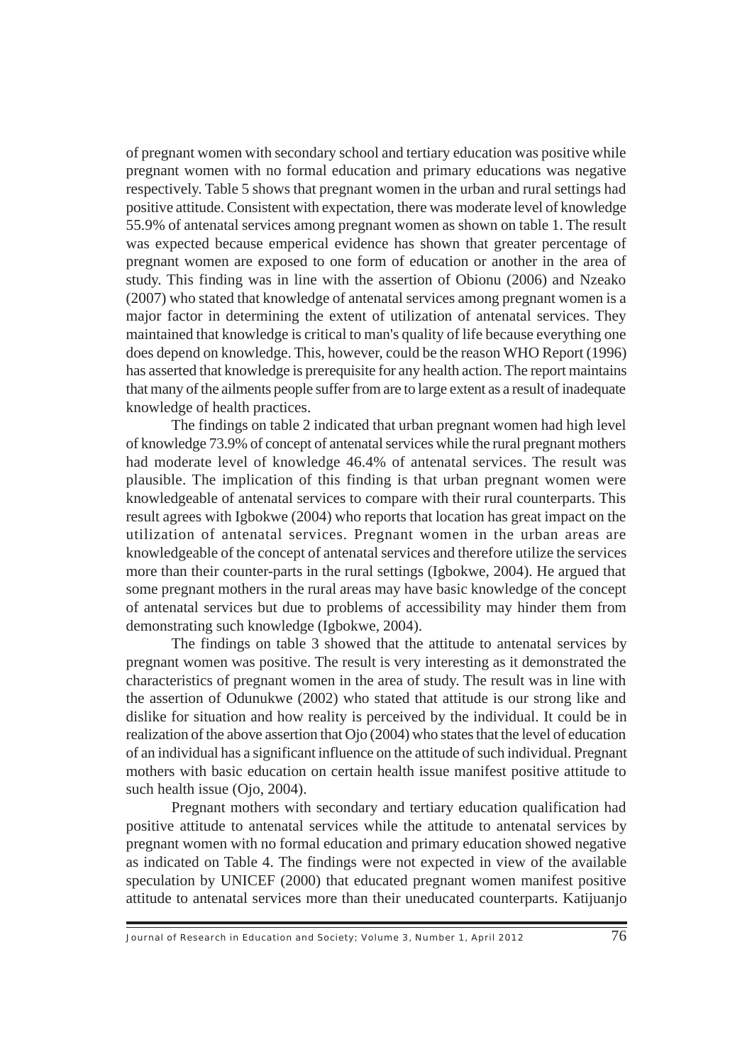of pregnant women with secondary school and tertiary education was positive while pregnant women with no formal education and primary educations was negative respectively. Table 5 shows that pregnant women in the urban and rural settings had positive attitude. Consistent with expectation, there was moderate level of knowledge 55.9% of antenatal services among pregnant women as shown on table 1. The result was expected because emperical evidence has shown that greater percentage of pregnant women are exposed to one form of education or another in the area of study. This finding was in line with the assertion of Obionu (2006) and Nzeako (2007) who stated that knowledge of antenatal services among pregnant women is a major factor in determining the extent of utilization of antenatal services. They maintained that knowledge is critical to man's quality of life because everything one does depend on knowledge. This, however, could be the reason WHO Report (1996) has asserted that knowledge is prerequisite for any health action. The report maintains that many of the ailments people suffer from are to large extent as a result of inadequate knowledge of health practices.

The findings on table 2 indicated that urban pregnant women had high level of knowledge 73.9% of concept of antenatal services while the rural pregnant mothers had moderate level of knowledge 46.4% of antenatal services. The result was plausible. The implication of this finding is that urban pregnant women were knowledgeable of antenatal services to compare with their rural counterparts. This result agrees with Igbokwe (2004) who reports that location has great impact on the utilization of antenatal services. Pregnant women in the urban areas are knowledgeable of the concept of antenatal services and therefore utilize the services more than their counter-parts in the rural settings (Igbokwe, 2004). He argued that some pregnant mothers in the rural areas may have basic knowledge of the concept of antenatal services but due to problems of accessibility may hinder them from demonstrating such knowledge (Igbokwe, 2004).

The findings on table 3 showed that the attitude to antenatal services by pregnant women was positive. The result is very interesting as it demonstrated the characteristics of pregnant women in the area of study. The result was in line with the assertion of Odunukwe (2002) who stated that attitude is our strong like and dislike for situation and how reality is perceived by the individual. It could be in realization of the above assertion that Ojo (2004) who states that the level of education of an individual has a significant influence on the attitude of such individual. Pregnant mothers with basic education on certain health issue manifest positive attitude to such health issue (Ojo, 2004).

Pregnant mothers with secondary and tertiary education qualification had positive attitude to antenatal services while the attitude to antenatal services by pregnant women with no formal education and primary education showed negative as indicated on Table 4. The findings were not expected in view of the available speculation by UNICEF (2000) that educated pregnant women manifest positive attitude to antenatal services more than their uneducated counterparts. Katijuanjo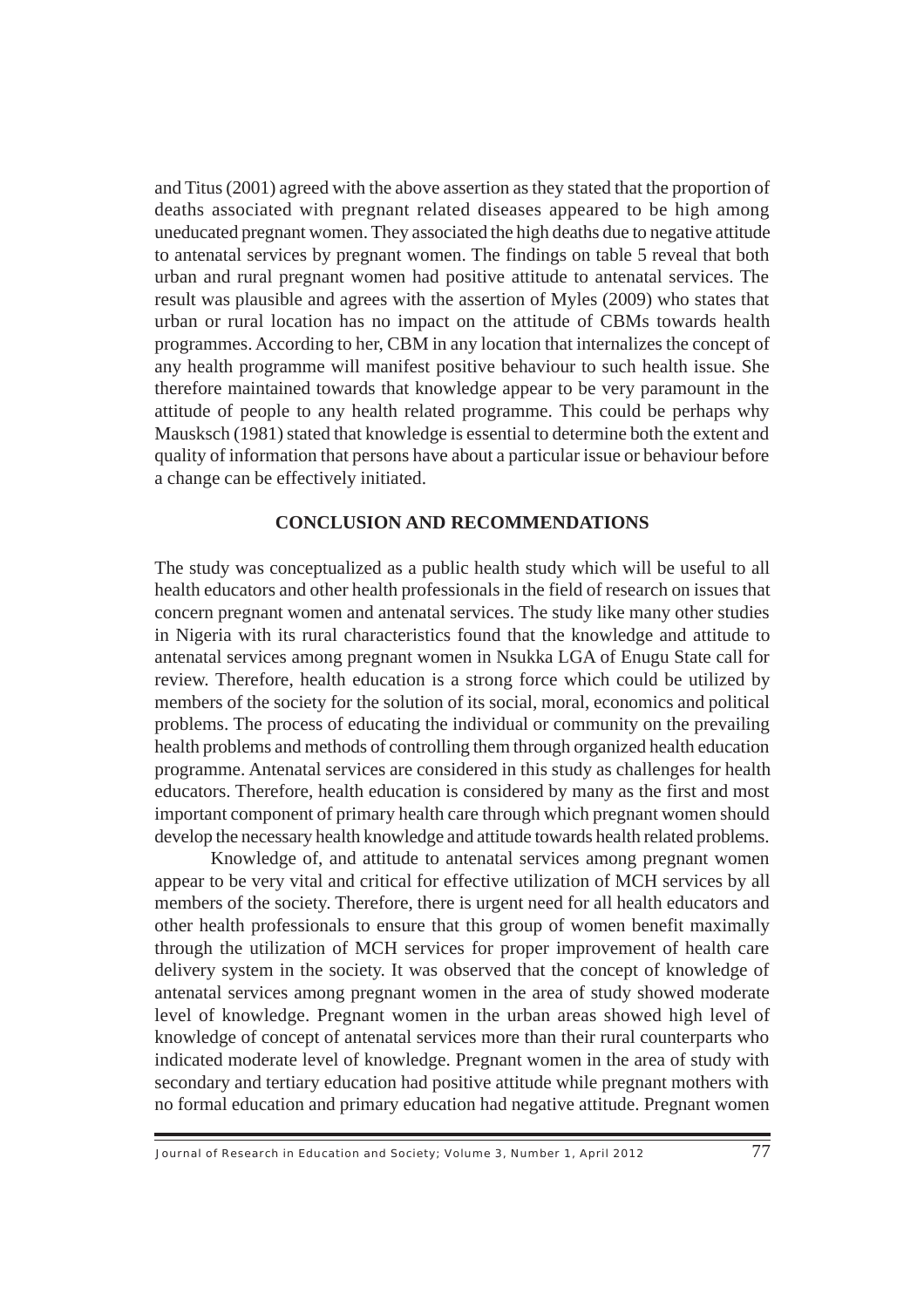and Titus (2001) agreed with the above assertion as they stated that the proportion of deaths associated with pregnant related diseases appeared to be high among uneducated pregnant women. They associated the high deaths due to negative attitude to antenatal services by pregnant women. The findings on table 5 reveal that both urban and rural pregnant women had positive attitude to antenatal services. The result was plausible and agrees with the assertion of Myles (2009) who states that urban or rural location has no impact on the attitude of CBMs towards health programmes. According to her, CBM in any location that internalizes the concept of any health programme will manifest positive behaviour to such health issue. She therefore maintained towards that knowledge appear to be very paramount in the attitude of people to any health related programme. This could be perhaps why Mausksch (1981) stated that knowledge is essential to determine both the extent and quality of information that persons have about a particular issue or behaviour before a change can be effectively initiated.

## CONCLUSION AND RECOMMENDATIONS

The study was conceptualized as a public health study which will be useful to all health educators and other health professionals in the field of research on issues that concern pregnant women and antenatal services. The study like many other studies in Nigeria with its rural characteristics found that the knowledge and attitude to antenatal services among pregnant women in Nsukka LGA of Enugu State call for review. Therefore, health education is a strong force which could be utilized by members of the society for the solution of its social, moral, economics and political problems. The process of educating the individual or community on the prevailing health problems and methods of controlling them through organized health education programme. Antenatal services are considered in this study as challenges for health educators. Therefore, health education is considered by many as the first and most important component of primary health care through which pregnant women should develop the necessary health knowledge and attitude towards health related problems.

Knowledge of, and attitude to antenatal services among pregnant women appear to be very vital and critical for effective utilization of MCH services by all members of the society. Therefore, there is urgent need for all health educators and other health professionals to ensure that this group of women benefit maximally through the utilization of MCH services for proper improvement of health care delivery system in the society. It was observed that the concept of knowledge of antenatal services among pregnant women in the area of study showed moderate level of knowledge. Pregnant women in the urban areas showed high level of knowledge of concept of antenatal services more than their rural counterparts who indicated moderate level of knowledge. Pregnant women in the area of study with secondary and tertiary education had positive attitude while pregnant mothers with no formal education and primary education had negative attitude. Pregnant women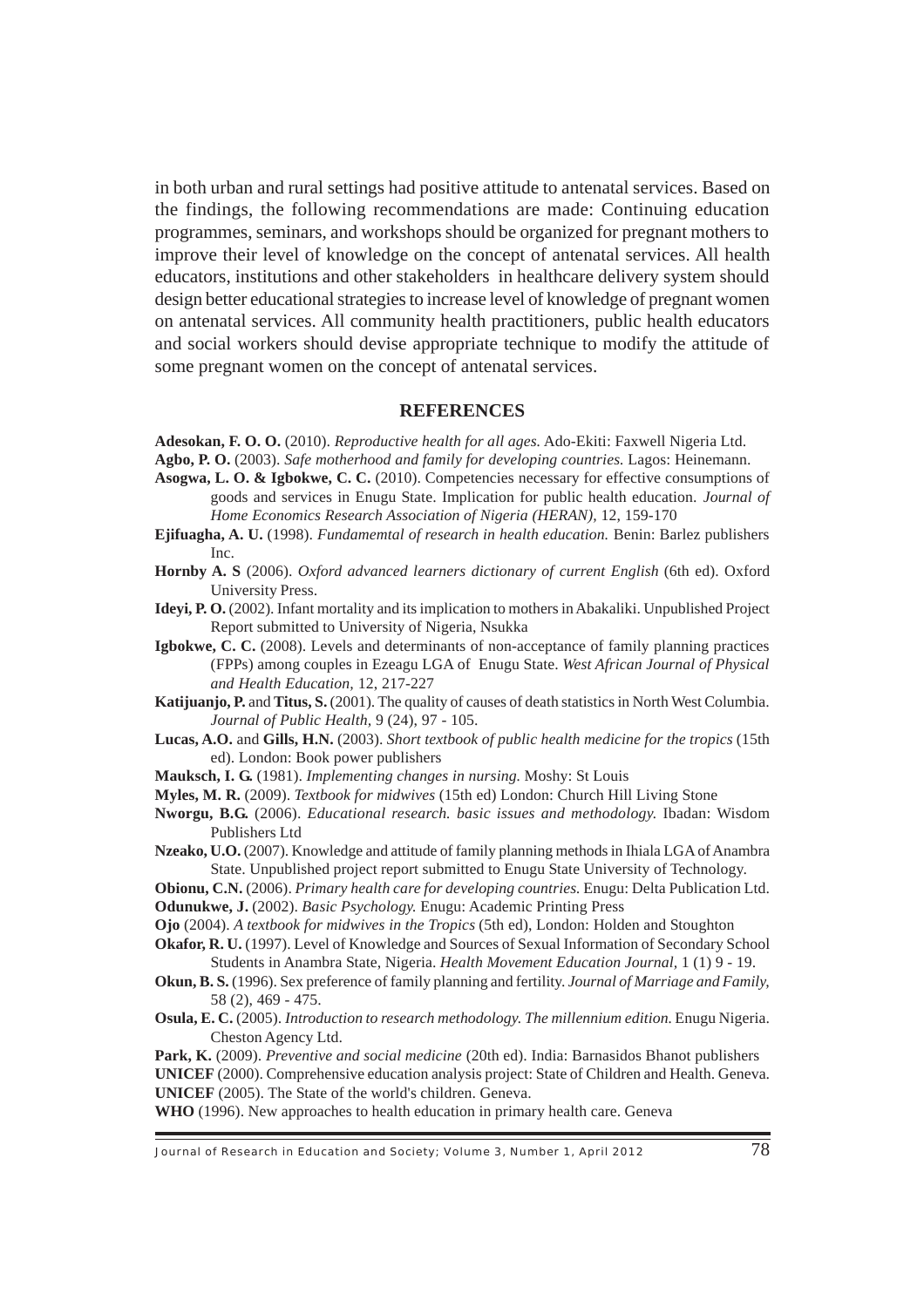in both urban and rural settings had positive attitude to antenatal services. Based on the findings, the following recommendations are made: Continuing education programmes, seminars, and workshops should be organized for pregnant mothers to improve their level of knowledge on the concept of antenatal services. All health educators, institutions and other stakeholders in healthcare delivery system should design better educational strategies to increase level of knowledge of pregnant women on antenatal services. All community health practitioners, public health educators and social workers should devise appropriate technique to modify the attitude of some pregnant women on the concept of antenatal services.

## REFERENCES

**Adesokan, F. O. O.** (2010). *Reproductive health for all ages.* Ado-Ekiti: Faxwell Nigeria Ltd.

**Agbo, P. O.** (2003). *Safe motherhood and family for developing countries.* Lagos: Heinemann.

**Asogwa, L. O. & Igbokwe, C. C.** (2010). Competencies necessary for effective consumptions of goods and services in Enugu State. Implication for public health education. *Journal of Home Economics Research Association of Nigeria (HERAN),* 12, 159-170

**Ejifuagha, A. U.** (1998). *Fundamemtal of research in health education.* Benin: Barlez publishers Inc.

**Hornby A. S** (2006). *Oxford advanced learners dictionary of current English* (6th ed). Oxford University Press.

**Ideyi, P. O.** (2002). Infant mortality and its implication to mothers in Abakaliki. Unpublished Project Report submitted to University of Nigeria, Nsukka

**Igbokwe, C. C.** (2008). Levels and determinants of non-acceptance of family planning practices (FPPs) among couples in Ezeagu LGA of Enugu State. *West African Journal of Physical and Health Education,* 12, 217-227

**Katijuanjo, P.** and **Titus, S.** (2001). The quality of causes of death statistics in North West Columbia. *Journal of Public Health,* 9 (24), 97 - 105.

**Lucas, A.O.** and **Gills, H.N.** (2003). *Short textbook of public health medicine for the tropics* (15th ed). London: Book power publishers

**Mauksch, I. G.** (1981). *Implementing changes in nursing.* Moshy: St Louis

**Myles, M. R.** (2009). *Textbook for midwives* (15th ed) London: Church Hill Living Stone

**Nworgu, B.G.** (2006). *Educational research. basic issues and methodology.* Ibadan: Wisdom Publishers Ltd

**Nzeako, U.O.** (2007). Knowledge and attitude of family planning methods in Ihiala LGA of Anambra State. Unpublished project report submitted to Enugu State University of Technology.

**Obionu, C.N.** (2006). *Primary health care for developing countries.* Enugu: Delta Publication Ltd.

**Odunukwe, J.** (2002). *Basic Psychology.* Enugu: Academic Printing Press

**Ojo** (2004). *A textbook for midwives in the Tropics* (5th ed), London: Holden and Stoughton

**Okafor, R. U.** (1997). Level of Knowledge and Sources of Sexual Information of Secondary School Students in Anambra State, Nigeria. *Health Movement Education Journal,* 1 (1) 9 - 19.

**Okun, B. S.** (1996). Sex preference of family planning and fertility. *Journal of Marriage and Family,* 58 (2), 469 - 475.

**Osula, E. C.** (2005). *Introduction to research methodology. The millennium edition.* Enugu Nigeria. Cheston Agency Ltd.

**Park, K.** (2009). *Preventive and social medicine* (20th ed). India: Barnasidos Bhanot publishers

**UNICEF** (2000). Comprehensive education analysis project: State of Children and Health. Geneva.

**UNICEF** (2005). The State of the world's children. Geneva.

**WHO** (1996). New approaches to health education in primary health care. Geneva